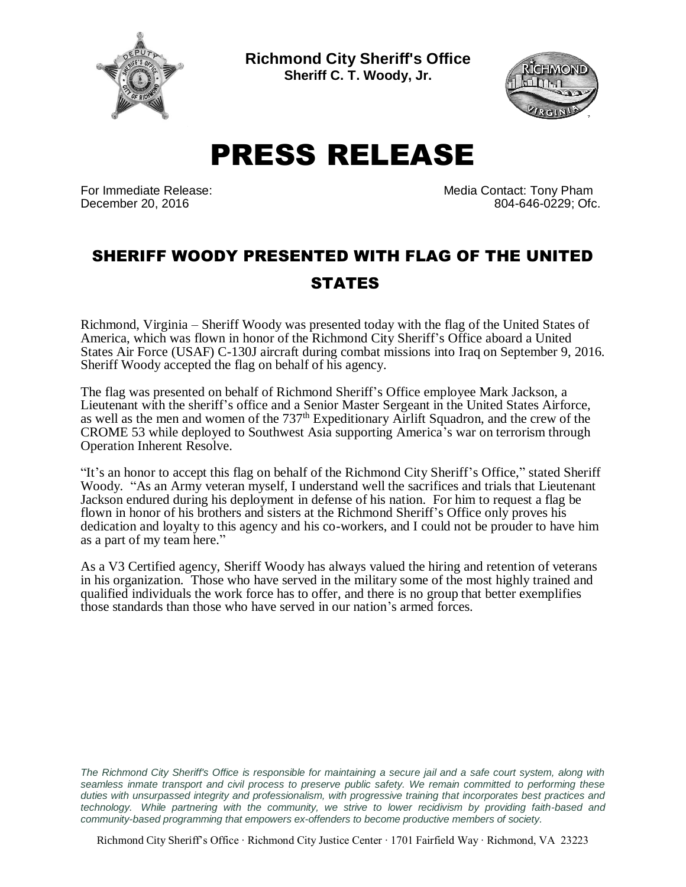**Richmond City Sheriff's Office**
**Sheriff C. T. Woody, Jr.**

# PRESS RELEASE

For Immediate Release:
December 20, 2016

Media Contact: Tony Pham
804-646-0229; Ofc.

## SHERIFF WOODY PRESENTED WITH FLAG OF THE UNITED STATES

Richmond, Virginia – Sheriff Woody was presented today with the flag of the United States of America, which was flown in honor of the Richmond City Sheriff's Office aboard a United States Air Force (USAF) C-130J aircraft during combat missions into Iraq on September 9, 2016. Sheriff Woody accepted the flag on behalf of his agency.

The flag was presented on behalf of Richmond Sheriff's Office employee Mark Jackson, a Lieutenant with the sheriff's office and a Senior Master Sergeant in the United States Airforce, as well as the men and women of the 737th Expeditionary Airlift Squadron, and the crew of the CROME 53 while deployed to Southwest Asia supporting America's war on terrorism through Operation Inherent Resolve.

"It's an honor to accept this flag on behalf of the Richmond City Sheriff's Office," stated Sheriff Woody. "As an Army veteran myself, I understand well the sacrifices and trials that Lieutenant Jackson endured during his deployment in defense of his nation. For him to request a flag be flown in honor of his brothers and sisters at the Richmond Sheriff's Office only proves his dedication and loyalty to this agency and his co-workers, and I could not be prouder to have him as a part of my team here."

As a V3 Certified agency, Sheriff Woody has always valued the hiring and retention of veterans in his organization. Those who have served in the military some of the most highly trained and qualified individuals the work force has to offer, and there is no group that better exemplifies those standards than those who have served in our nation's armed forces.

*The Richmond City Sheriff's Office is responsible for maintaining a secure jail and a safe court system, along with seamless inmate transport and civil process to preserve public safety. We remain committed to performing these duties with unsurpassed integrity and professionalism, with progressive training that incorporates best practices and technology. While partnering with the community, we strive to lower recidivism by providing faith-based and community-based programming that empowers ex-offenders to become productive members of society.*

Richmond City Sheriff's Office · Richmond City Justice Center · 1701 Fairfield Way · Richmond, VA 23223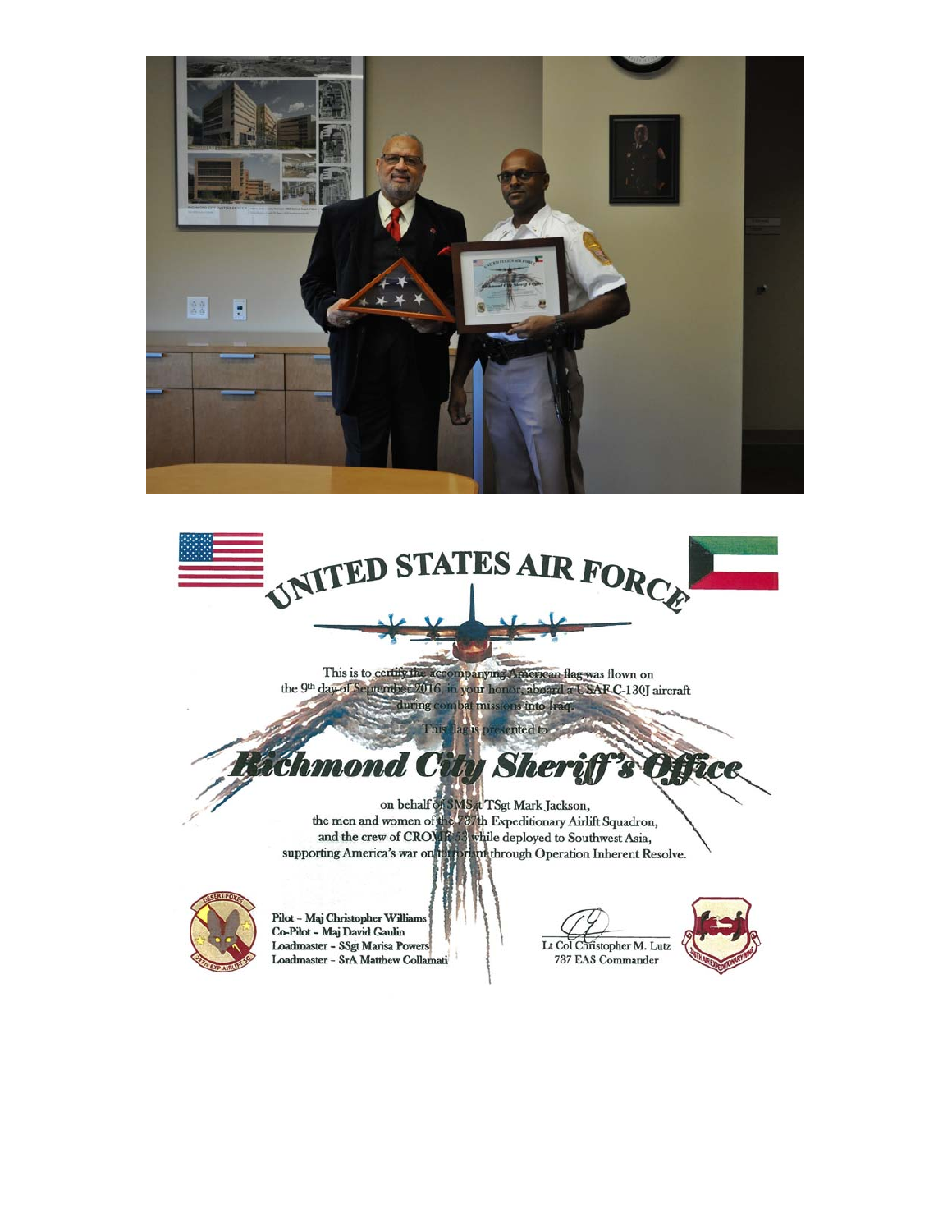# UNITED STATES AIR FORCE

This is to certify the accompanying American flag was flown on the 9th day of September 2016, in your honor, aboard a USAF C-130J aircraft during combat missions into Iraq.

This flag is presented to

## Richmond City Sheriff's Office

on behalf of SMSgt TSgt Mark Jackson,
the men and women of the 737th Expeditionary Airlift Squadron,
and the crew of CROM 53 while deployed to Southwest Asia,
supporting America's war on terrorism through Operation Inherent Resolve.

Pilot – Maj Christopher Williams
Co-Pilot – Maj David Gaulin
Loadmaster – SSgt Marisa Powers
Loadmaster – SrA Matthew Collamati

Lt Col Christopher M. Lutz
737 EAS Commander